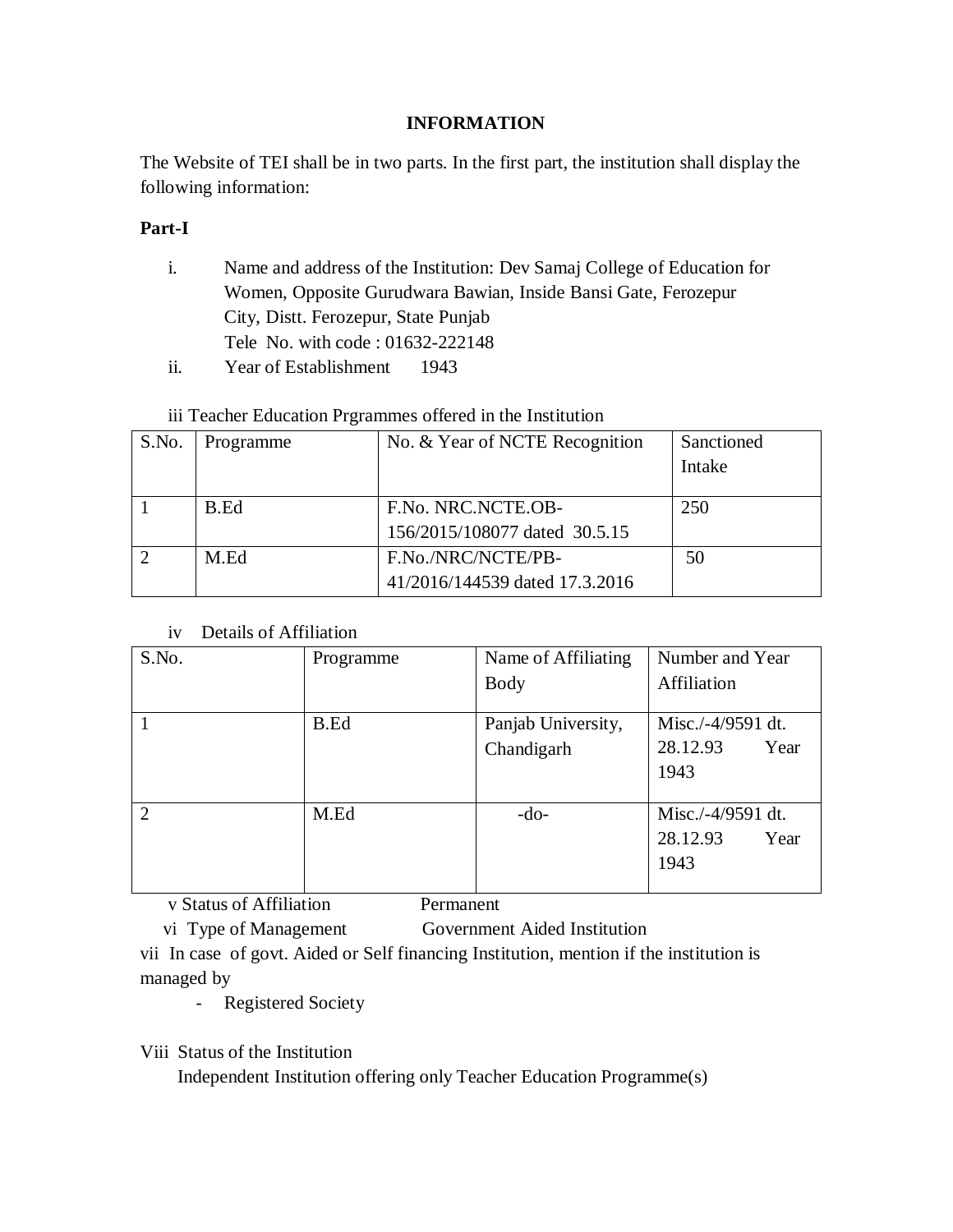# INFORMATION

The Website of TEI shall be in two parts. In the first part, the institution shall display the following information:

## Part-I

i. Name and address of the Institution: Dev Samaj College of Education for Women, Opposite Gurudwara Bawian, Inside Bansi Gate, Ferozepur City, Distt. Ferozepur, State Punjab
Tele No. with code : 01632-222148

ii. Year of Establishment 1943

iii Teacher Education Prgrammes offered in the Institution

| S.No. | Programme | No. & Year of NCTE Recognition | Sanctioned Intake |
|---|---|---|---|
| 1 | B.Ed | F.No. NRC.NCTE.OB-156/2015/108077 dated 30.5.15 | 250 |
| 2 | M.Ed | F.No./NRC/NCTE/PB-41/2016/144539 dated 17.3.2016 | 50 |

iv Details of Affiliation

| S.No. | Programme | Name of Affiliating Body | Number and Year Affiliation |
|---|---|---|---|
| 1 | B.Ed | Panjab University, Chandigarh | Misc./-4/9591 dt. 28.12.93 Year 1943 |
| 2 | M.Ed | -do- | Misc./-4/9591 dt. 28.12.93 Year 1943 |

v Status of Affiliation Permanent

vi Type of Management Government Aided Institution

vii In case of govt. Aided or Self financing Institution, mention if the institution is managed by

- Registered Society

Viii Status of the Institution

Independent Institution offering only Teacher Education Programme(s)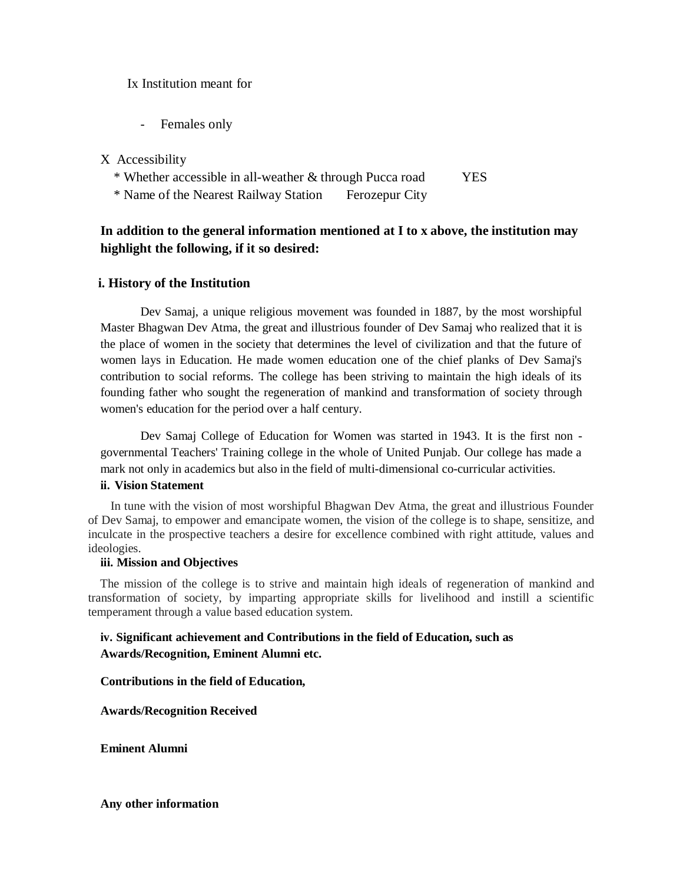Ix Institution meant for

- Females only

X Accessibility

\* Whether accessible in all-weather & through Pucca road YES

\* Name of the Nearest Railway Station Ferozepur City

**In addition to the general information mentioned at I to x above, the institution may highlight the following, if it so desired:**

**i. History of the Institution**

Dev Samaj, a unique religious movement was founded in 1887, by the most worshipful Master Bhagwan Dev Atma, the great and illustrious founder of Dev Samaj who realized that it is the place of women in the society that determines the level of civilization and that the future of women lays in Education. He made women education one of the chief planks of Dev Samaj's contribution to social reforms. The college has been striving to maintain the high ideals of its founding father who sought the regeneration of mankind and transformation of society through women's education for the period over a half century.

Dev Samaj College of Education for Women was started in 1943. It is the first non - governmental Teachers' Training college in the whole of United Punjab. Our college has made a mark not only in academics but also in the field of multi-dimensional co-curricular activities.

**ii. Vision Statement**

In tune with the vision of most worshipful Bhagwan Dev Atma, the great and illustrious Founder of Dev Samaj, to empower and emancipate women, the vision of the college is to shape, sensitize, and inculcate in the prospective teachers a desire for excellence combined with right attitude, values and ideologies.

**iii. Mission and Objectives**

The mission of the college is to strive and maintain high ideals of regeneration of mankind and transformation of society, by imparting appropriate skills for livelihood and instill a scientific temperament through a value based education system.

**iv. Significant achievement and Contributions in the field of Education, such as Awards/Recognition, Eminent Alumni etc.**

**Contributions in the field of Education,**

**Awards/Recognition Received**

**Eminent Alumni**

**Any other information**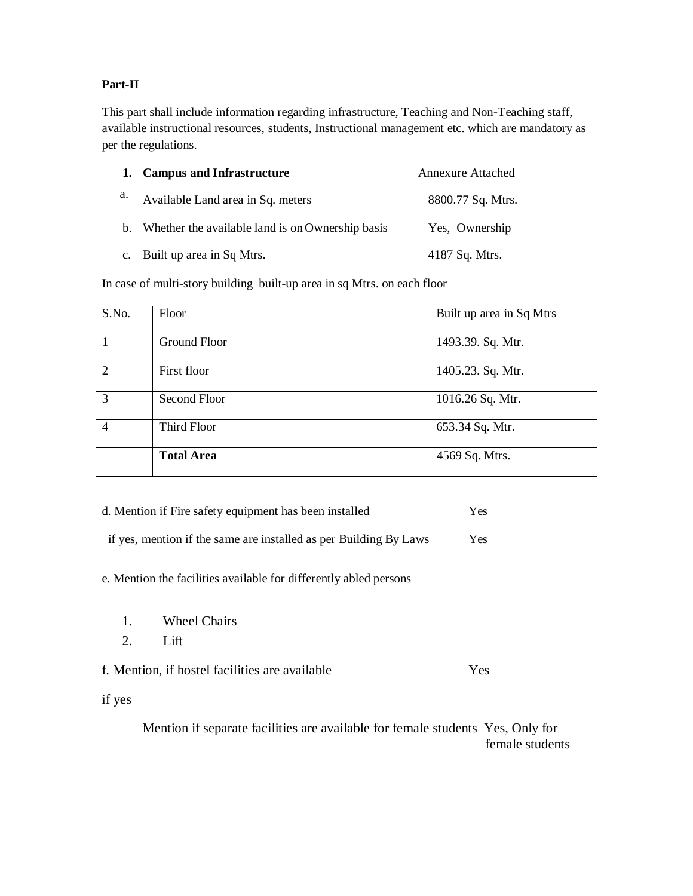**Part-II**

This part shall include information regarding infrastructure, Teaching and Non-Teaching staff, available instructional resources, students, Instructional management etc. which are mandatory as per the regulations.

1. **Campus and Infrastructure** — Annexure Attached

a. Available Land area in Sq. meters — 8800.77 Sq. Mtrs.

b. Whether the available land is on Ownership basis — Yes, Ownership

c. Built up area in Sq Mtrs. — 4187 Sq. Mtrs.

In case of multi-story building built-up area in sq Mtrs. on each floor

| S.No. | Floor | Built up area in Sq Mtrs |
|---|---|---|
| 1 | Ground Floor | 1493.39. Sq. Mtr. |
| 2 | First floor | 1405.23. Sq. Mtr. |
| 3 | Second Floor | 1016.26 Sq. Mtr. |
| 4 | Third Floor | 653.34 Sq. Mtr. |
| | **Total Area** | 4569 Sq. Mtrs. |

d. Mention if Fire safety equipment has been installed — Yes

if yes, mention if the same are installed as per Building By Laws — Yes

e. Mention the facilities available for differently abled persons

1. Wheel Chairs
2. Lift

f. Mention, if hostel facilities are available — Yes

if yes

Mention if separate facilities are available for female students — Yes, Only for female students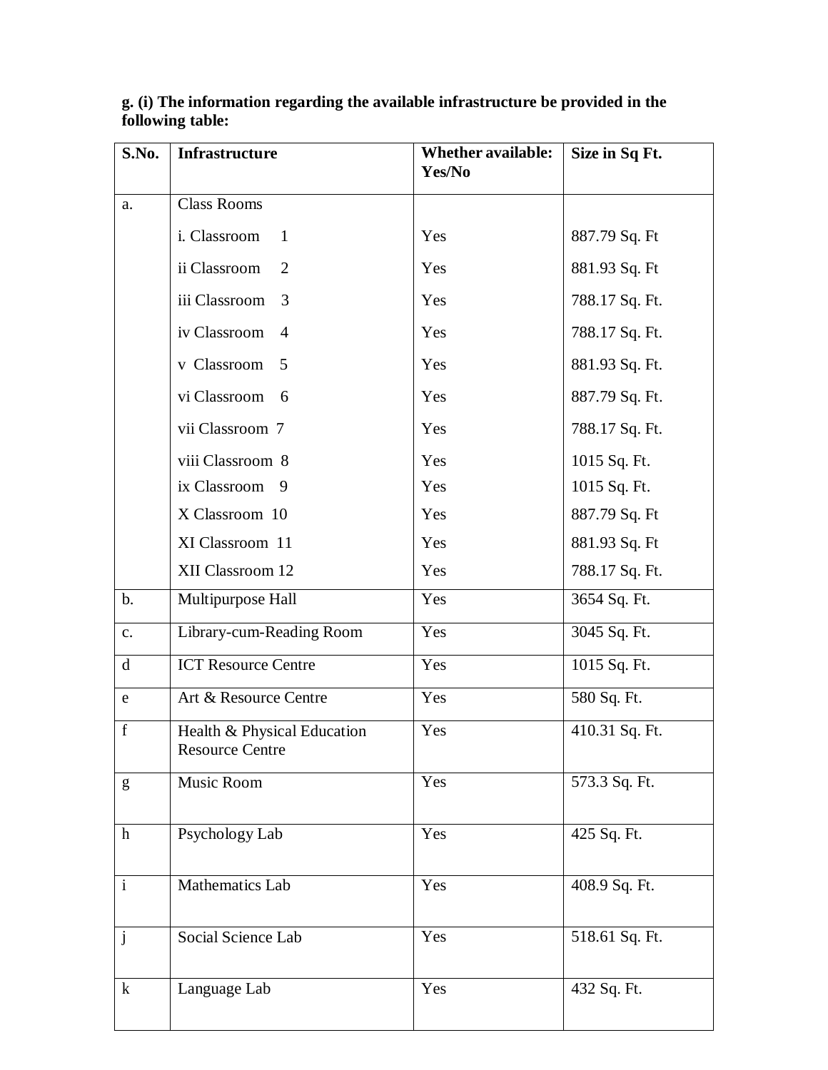**g. (i) The information regarding the available infrastructure be provided in the following table:**

| S.No. | Infrastructure | Whether available: Yes/No | Size in Sq Ft. |
|---|---|---|---|
| a. | Class Rooms | | |
| | i. Classroom 1 | Yes | 887.79 Sq. Ft |
| | ii Classroom 2 | Yes | 881.93 Sq. Ft |
| | iii Classroom 3 | Yes | 788.17 Sq. Ft. |
| | iv Classroom 4 | Yes | 788.17 Sq. Ft. |
| | v Classroom 5 | Yes | 881.93 Sq. Ft. |
| | vi Classroom 6 | Yes | 887.79 Sq. Ft. |
| | vii Classroom 7 | Yes | 788.17 Sq. Ft. |
| | viii Classroom 8 | Yes | 1015 Sq. Ft. |
| | ix Classroom 9 | Yes | 1015 Sq. Ft. |
| | X Classroom 10 | Yes | 887.79 Sq. Ft |
| | XI Classroom 11 | Yes | 881.93 Sq. Ft |
| | XII Classroom 12 | Yes | 788.17 Sq. Ft. |
| b. | Multipurpose Hall | Yes | 3654 Sq. Ft. |
| c. | Library-cum-Reading Room | Yes | 3045 Sq. Ft. |
| d | ICT Resource Centre | Yes | 1015 Sq. Ft. |
| e | Art & Resource Centre | Yes | 580 Sq. Ft. |
| f | Health & Physical Education Resource Centre | Yes | 410.31 Sq. Ft. |
| g | Music Room | Yes | 573.3 Sq. Ft. |
| h | Psychology Lab | Yes | 425 Sq. Ft. |
| i | Mathematics Lab | Yes | 408.9 Sq. Ft. |
| j | Social Science Lab | Yes | 518.61 Sq. Ft. |
| k | Language Lab | Yes | 432 Sq. Ft. |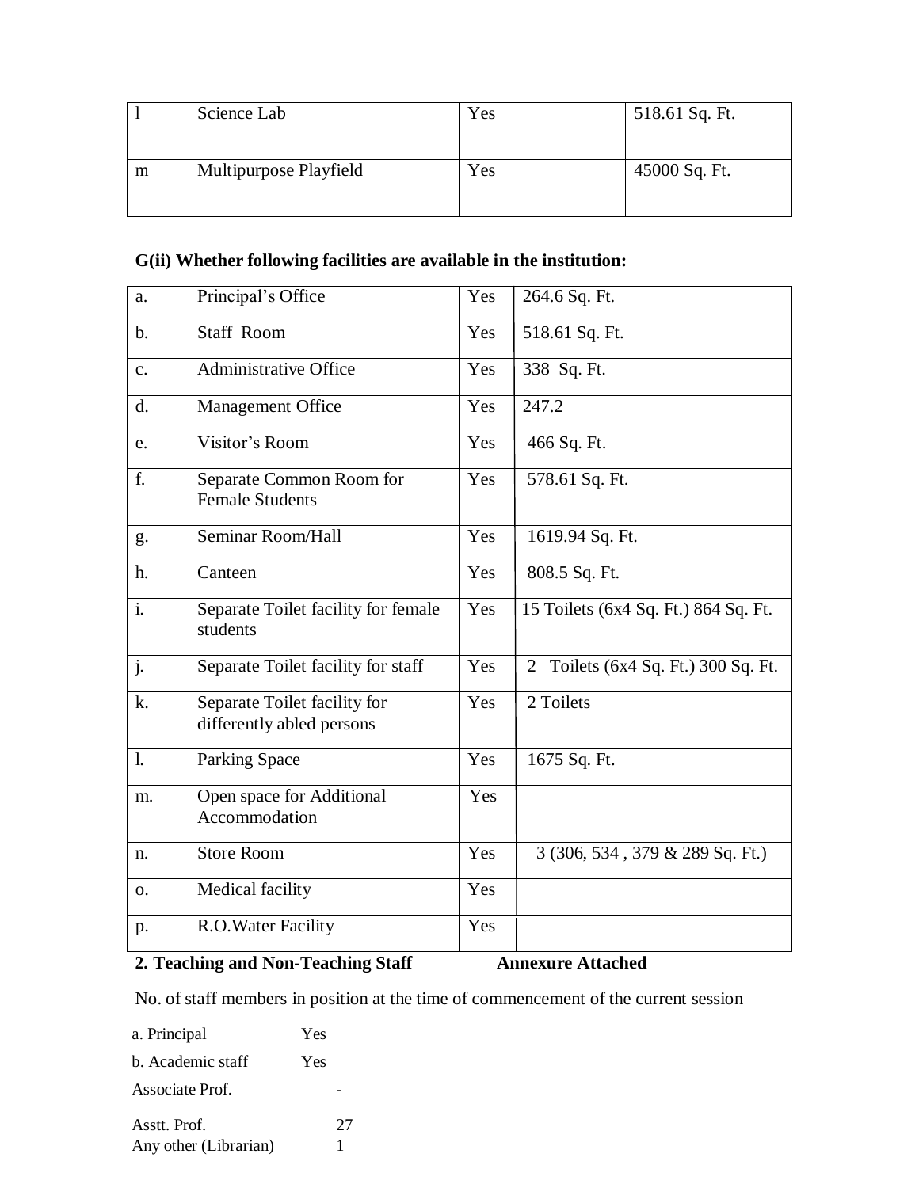| l | Science Lab | Yes | 518.61 Sq. Ft. |
|---|---|---|---|
| m | Multipurpose Playfield | Yes | 45000 Sq. Ft. |

**G(ii) Whether following facilities are available in the institution:**

| a. | Principal's Office | Yes | 264.6 Sq. Ft. |
|---|---|---|---|
| b. | Staff Room | Yes | 518.61 Sq. Ft. |
| c. | Administrative Office | Yes | 338 Sq. Ft. |
| d. | Management Office | Yes | 247.2 |
| e. | Visitor's Room | Yes | 466 Sq. Ft. |
| f. | Separate Common Room for Female Students | Yes | 578.61 Sq. Ft. |
| g. | Seminar Room/Hall | Yes | 1619.94 Sq. Ft. |
| h. | Canteen | Yes | 808.5 Sq. Ft. |
| i. | Separate Toilet facility for female students | Yes | 15 Toilets (6x4 Sq. Ft.) 864 Sq. Ft. |
| j. | Separate Toilet facility for staff | Yes | 2 Toilets (6x4 Sq. Ft.) 300 Sq. Ft. |
| k. | Separate Toilet facility for differently abled persons | Yes | 2 Toilets |
| l. | Parking Space | Yes | 1675 Sq. Ft. |
| m. | Open space for Additional Accommodation | Yes | |
| n. | Store Room | Yes | 3 (306, 534 , 379 & 289 Sq. Ft.) |
| o. | Medical facility | Yes | |
| p. | R.O.Water Facility | Yes | |

**2. Teaching and Non-Teaching Staff** **Annexure Attached**

No. of staff members in position at the time of commencement of the current session

a. Principal Yes

b. Academic staff Yes

Associate Prof. -

Asstt. Prof. 27

Any other (Librarian) 1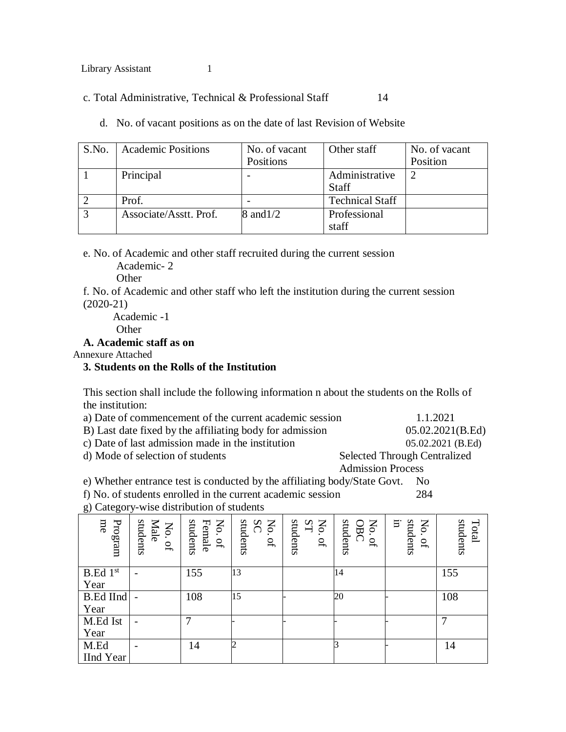Library Assistant 1

c. Total Administrative, Technical & Professional Staff 14

d. No. of vacant positions as on the date of last Revision of Website

| S.No. | Academic Positions | No. of vacant Positions | Other staff | No. of vacant Position |
|---|---|---|---|---|
| 1 | Principal | - | Administrative Staff | 2 |
| 2 | Prof. | - | Technical Staff | |
| 3 | Associate/Asstt. Prof. | 8 and1/2 | Professional staff | |

e. No. of Academic and other staff recruited during the current session

Academic- 2

Other

f. No. of Academic and other staff who left the institution during the current session (2020-21)

Academic -1

Other

**A. Academic staff as on**

Annexure Attached

**3. Students on the Rolls of the Institution**

This section shall include the following information n about the students on the Rolls of the institution:

a) Date of commencement of the current academic session 1.1.2021

B) Last date fixed by the affiliating body for admission 05.02.2021(B.Ed)

c) Date of last admission made in the institution 05.02.2021 (B.Ed)

d) Mode of selection of students Selected Through Centralized Admission Process

e) Whether entrance test is conducted by the affiliating body/State Govt. No

f) No. of students enrolled in the current academic session 284

g) Category-wise distribution of students

| Programme | No. of Male students | No. of Female students | No. of SC students | No. of ST students | No. of OBC students | No. of students in | Total students |
|---|---|---|---|---|---|---|---|
| B.Ed 1st Year | - | 155 | 13 | | 14 | | 155 |
| B.Ed IInd Year | - | 108 | 15 | - | 20 | - | 108 |
| M.Ed Ist Year | - | 7 | - | - | - | - | 7 |
| M.Ed IInd Year | - | 14 | 2 | | 3 | - | 14 |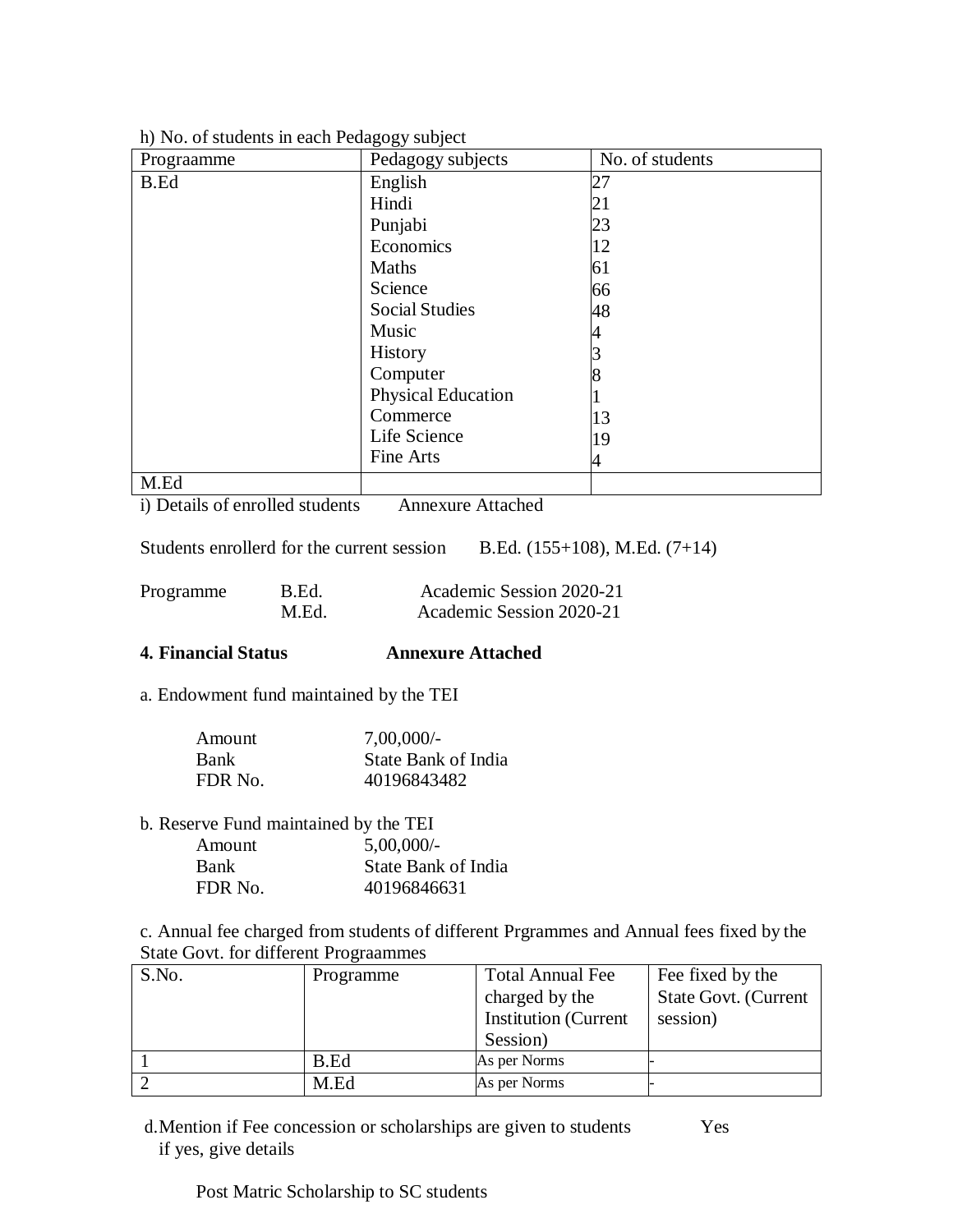h) No. of students in each Pedagogy subject

| Prograamme | Pedagogy subjects | No. of students |
|---|---|---|
| B.Ed | English | 27 |
| | Hindi | 21 |
| | Punjabi | 23 |
| | Economics | 12 |
| | Maths | 61 |
| | Science | 66 |
| | Social Studies | 48 |
| | Music | 4 |
| | History | 3 |
| | Computer | 8 |
| | Physical Education | 1 |
| | Commerce | 13 |
| | Life Science | 19 |
| | Fine Arts | 4 |
| M.Ed | | |

i) Details of enrolled students    Annexure Attached

Students enrollerd for the current session    B.Ed. (155+108), M.Ed. (7+14)

Programme    B.Ed.    Academic Session 2020-21
             M.Ed.    Academic Session 2020-21

**4. Financial Status    Annexure Attached**

a. Endowment fund maintained by the TEI

Amount    7,00,000/-
Bank    State Bank of India
FDR No.    40196843482

b. Reserve Fund maintained by the TEI

Amount    5,00,000/-
Bank    State Bank of India
FDR No.    40196846631

c. Annual fee charged from students of different Prgrammes and Annual fees fixed by the State Govt. for different Prograammes

| S.No. | Programme | Total Annual Fee charged by the Institution (Current Session) | Fee fixed by the State Govt. (Current session) |
|---|---|---|---|
| 1 | B.Ed | As per Norms | - |
| 2 | M.Ed | As per Norms | - |

d. Mention if Fee concession or scholarships are given to students    Yes
if yes, give details

Post Matric Scholarship to SC students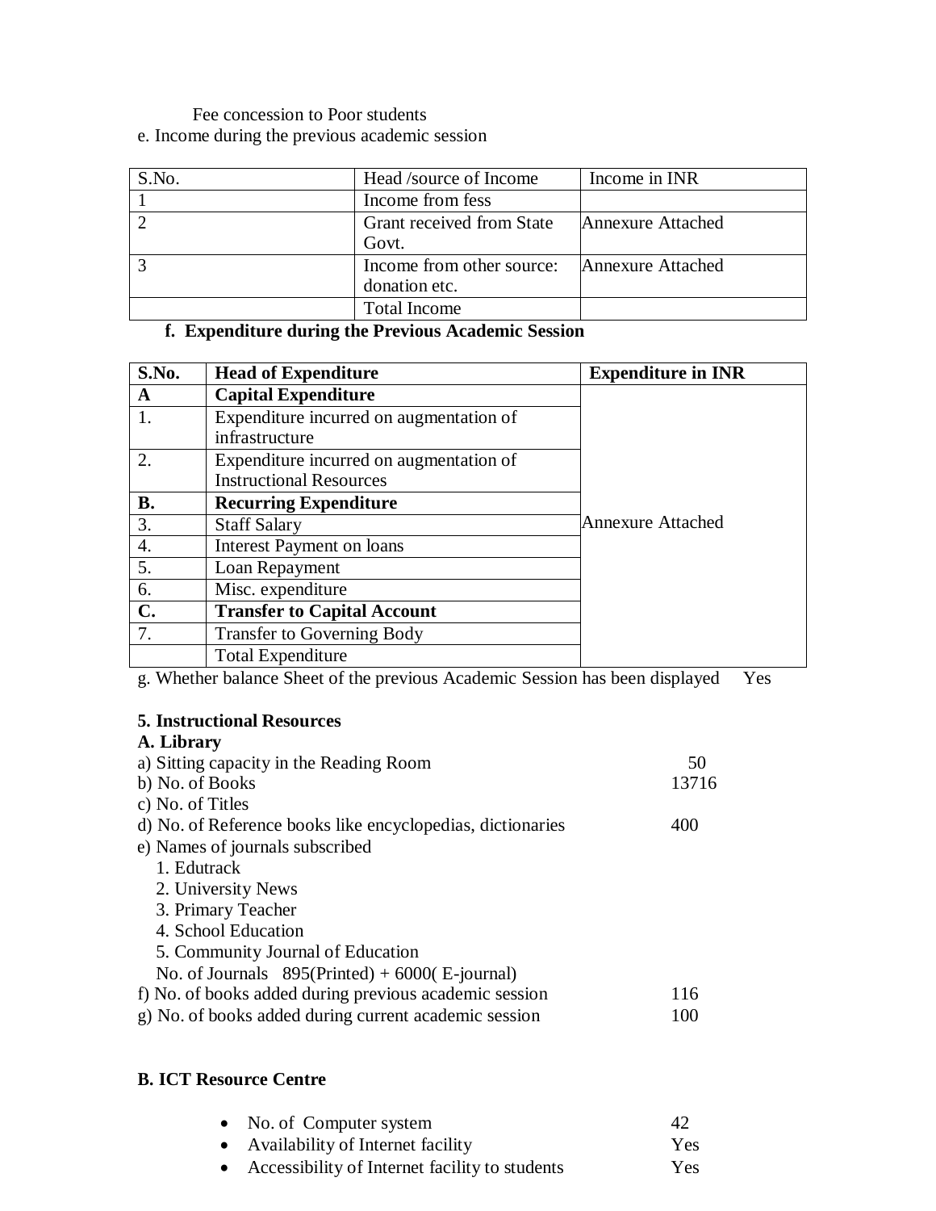Fee concession to Poor students

e. Income during the previous academic session

| S.No. | Head /source of Income | Income in INR |
|---|---|---|
| 1 | Income from fess | |
| 2 | Grant received from State Govt. | Annexure Attached |
| 3 | Income from other source: donation etc. | Annexure Attached |
| | Total Income | |

**f. Expenditure during the Previous Academic Session**

| S.No. | Head of Expenditure | Expenditure in INR |
|---|---|---|
| **A** | **Capital Expenditure** | Annexure Attached |
| 1. | Expenditure incurred on augmentation of infrastructure | |
| 2. | Expenditure incurred on augmentation of Instructional Resources | |
| **B.** | **Recurring Expenditure** | |
| 3. | Staff Salary | |
| 4. | Interest Payment on loans | |
| 5. | Loan Repayment | |
| 6. | Misc. expenditure | |
| **C.** | **Transfer to Capital Account** | |
| 7. | Transfer to Governing Body | |
| | Total Expenditure | |

g. Whether balance Sheet of the previous Academic Session has been displayed Yes

**5. Instructional Resources**

**A. Library**

a) Sitting capacity in the Reading Room 50

b) No. of Books 13716

c) No. of Titles

d) No. of Reference books like encyclopedias, dictionaries 400

e) Names of journals subscribed

1. Edutrack
2. University News
3. Primary Teacher
4. School Education
5. Community Journal of Education

No. of Journals 895(Printed) + 6000( E-journal)

f) No. of books added during previous academic session 116

g) No. of books added during current academic session 100

**B. ICT Resource Centre**

- No. of Computer system 42
- Availability of Internet facility Yes
- Accessibility of Internet facility to students Yes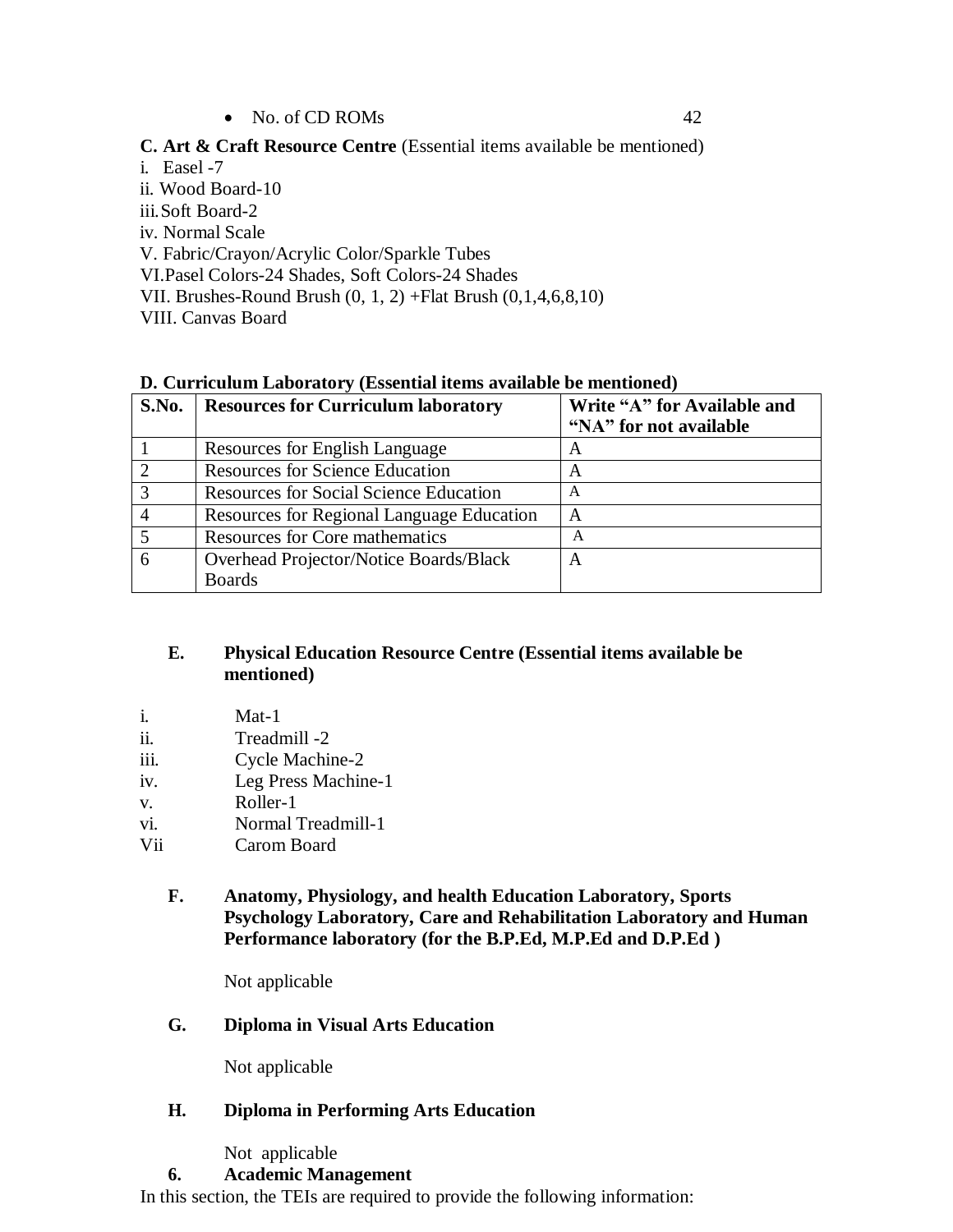- No. of CD ROMs 42

**C. Art & Craft Resource Centre** (Essential items available be mentioned)

i. Easel -7
ii. Wood Board-10
iii. Soft Board-2
iv. Normal Scale
V. Fabric/Crayon/Acrylic Color/Sparkle Tubes
VI. Pasel Colors-24 Shades, Soft Colors-24 Shades
VII. Brushes-Round Brush (0, 1, 2) +Flat Brush (0,1,4,6,8,10)
VIII. Canvas Board

**D. Curriculum Laboratory (Essential items available be mentioned)**

| S.No. | Resources for Curriculum laboratory | Write "A" for Available and "NA" for not available |
|---|---|---|
| 1 | Resources for English Language | A |
| 2 | Resources for Science Education | A |
| 3 | Resources for Social Science Education | A |
| 4 | Resources for Regional Language Education | A |
| 5 | Resources for Core mathematics | A |
| 6 | Overhead Projector/Notice Boards/Black Boards | A |

**E. Physical Education Resource Centre (Essential items available be mentioned)**

i. Mat-1
ii. Treadmill -2
iii. Cycle Machine-2
iv. Leg Press Machine-1
v. Roller-1
vi. Normal Treadmill-1
Vii Carom Board

**F. Anatomy, Physiology, and health Education Laboratory, Sports Psychology Laboratory, Care and Rehabilitation Laboratory and Human Performance laboratory (for the B.P.Ed, M.P.Ed and D.P.Ed )**

Not applicable

**G. Diploma in Visual Arts Education**

Not applicable

**H. Diploma in Performing Arts Education**

Not applicable

**6. Academic Management**

In this section, the TEIs are required to provide the following information: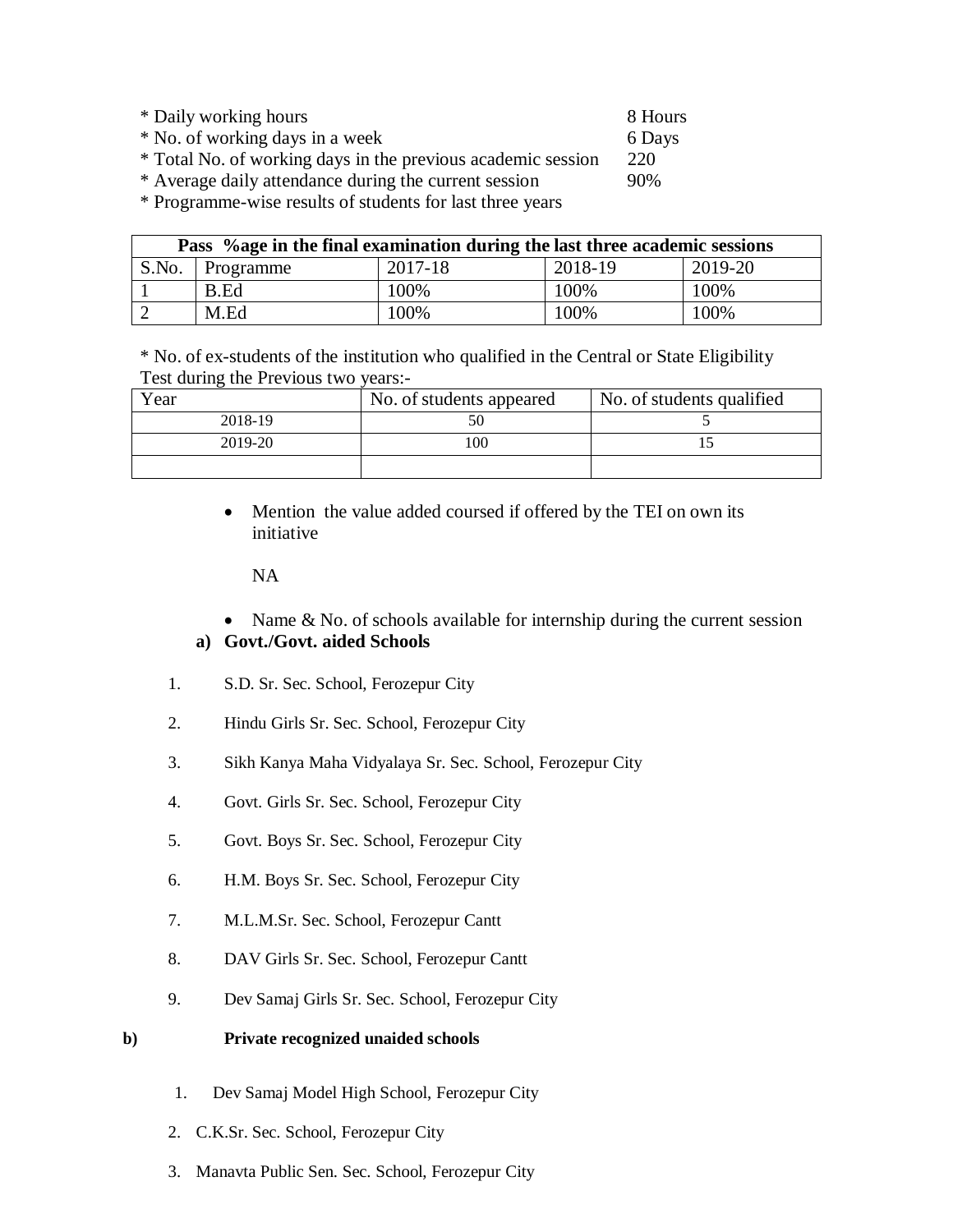* Daily working hours 8 Hours
* No. of working days in a week 6 Days
* Total No. of working days in the previous academic session 220
* Average daily attendance during the current session 90%
* Programme-wise results of students for last three years

| Pass %age in the final examination during the last three academic sessions | | | | |
|---|---|---|---|---|
| S.No. | Programme | 2017-18 | 2018-19 | 2019-20 |
| 1 | B.Ed | 100% | 100% | 100% |
| 2 | M.Ed | 100% | 100% | 100% |

* No. of ex-students of the institution who qualified in the Central or State Eligibility Test during the Previous two years:-

| Year | No. of students appeared | No. of students qualified |
|---|---|---|
| 2018-19 | 50 | 5 |
| 2019-20 | 100 | 15 |
| | | |

- Mention the value added coursed if offered by the TEI on own its initiative

  NA

- Name & No. of schools available for internship during the current session

**a) Govt./Govt. aided Schools**

1. S.D. Sr. Sec. School, Ferozepur City
2. Hindu Girls Sr. Sec. School, Ferozepur City
3. Sikh Kanya Maha Vidyalaya Sr. Sec. School, Ferozepur City
4. Govt. Girls Sr. Sec. School, Ferozepur City
5. Govt. Boys Sr. Sec. School, Ferozepur City
6. H.M. Boys Sr. Sec. School, Ferozepur City
7. M.L.M.Sr. Sec. School, Ferozepur Cantt
8. DAV Girls Sr. Sec. School, Ferozepur Cantt
9. Dev Samaj Girls Sr. Sec. School, Ferozepur City

**b) Private recognized unaided schools**

1. Dev Samaj Model High School, Ferozepur City
2. C.K.Sr. Sec. School, Ferozepur City
3. Manavta Public Sen. Sec. School, Ferozepur City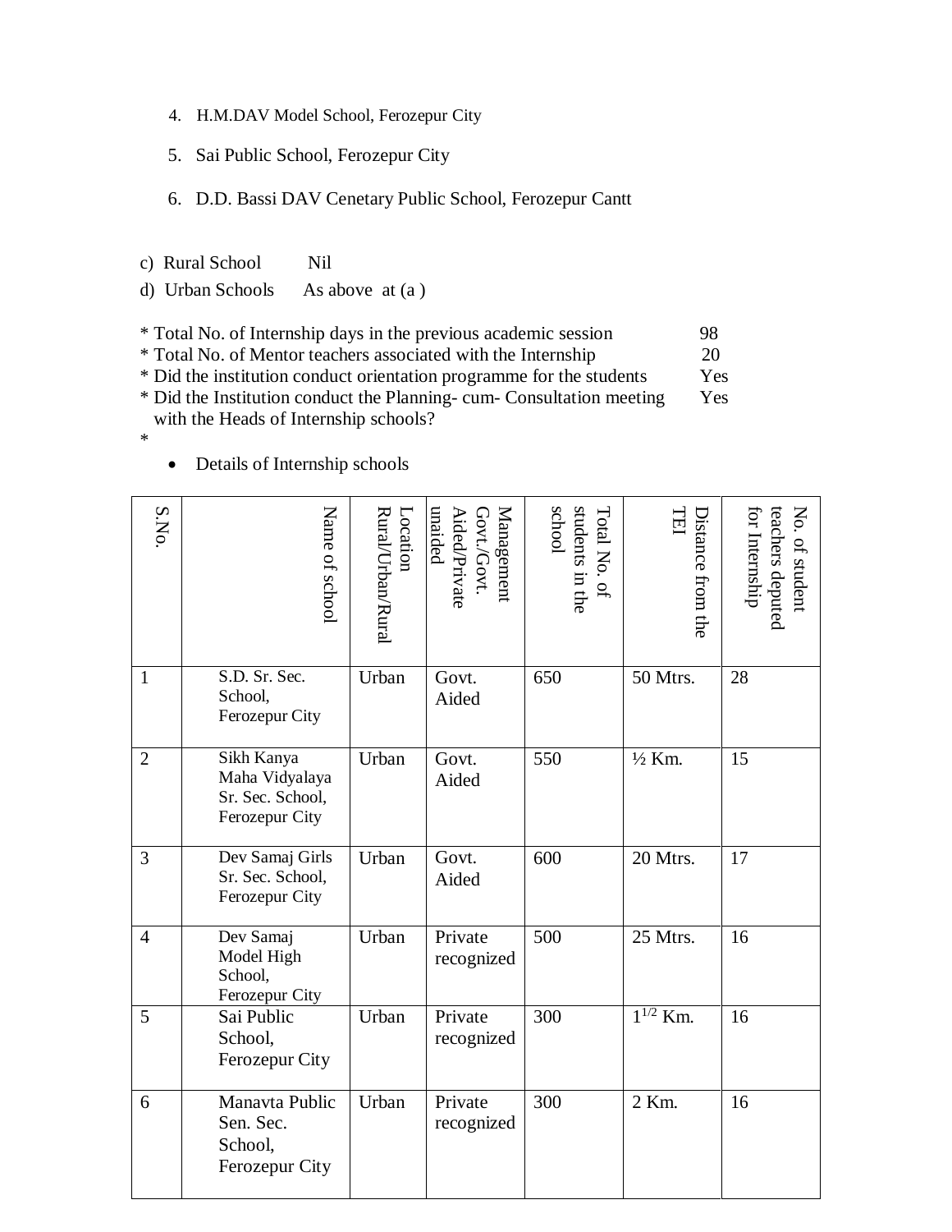4. H.M.DAV Model School, Ferozepur City
5. Sai Public School, Ferozepur City
6. D.D. Bassi DAV Cenetary Public School, Ferozepur Cantt

c) Rural School Nil

d) Urban Schools As above at (a )

* Total No. of Internship days in the previous academic session 98
* Total No. of Mentor teachers associated with the Internship 20
* Did the institution conduct orientation programme for the students Yes
* Did the Institution conduct the Planning- cum- Consultation meeting with the Heads of Internship schools? Yes

*

- Details of Internship schools

| S.No. | Name of school | Location Rural/Urban/Rural | Management Govt./Govt. Aided/Private unaided | Total No. of students in the school | Distance from the TEI | No. of student teachers deputed for Internship |
|---|---|---|---|---|---|---|
| 1 | S.D. Sr. Sec. School, Ferozepur City | Urban | Govt. Aided | 650 | 50 Mtrs. | 28 |
| 2 | Sikh Kanya Maha Vidyalaya Sr. Sec. School, Ferozepur City | Urban | Govt. Aided | 550 | ½ Km. | 15 |
| 3 | Dev Samaj Girls Sr. Sec. School, Ferozepur City | Urban | Govt. Aided | 600 | 20 Mtrs. | 17 |
| 4 | Dev Samaj Model High School, Ferozepur City | Urban | Private recognized | 500 | 25 Mtrs. | 16 |
| 5 | Sai Public School, Ferozepur City | Urban | Private recognized | 300 | $1^{1/2}$ Km. | 16 |
| 6 | Manavta Public Sen. Sec. School, Ferozepur City | Urban | Private recognized | 300 | 2 Km. | 16 |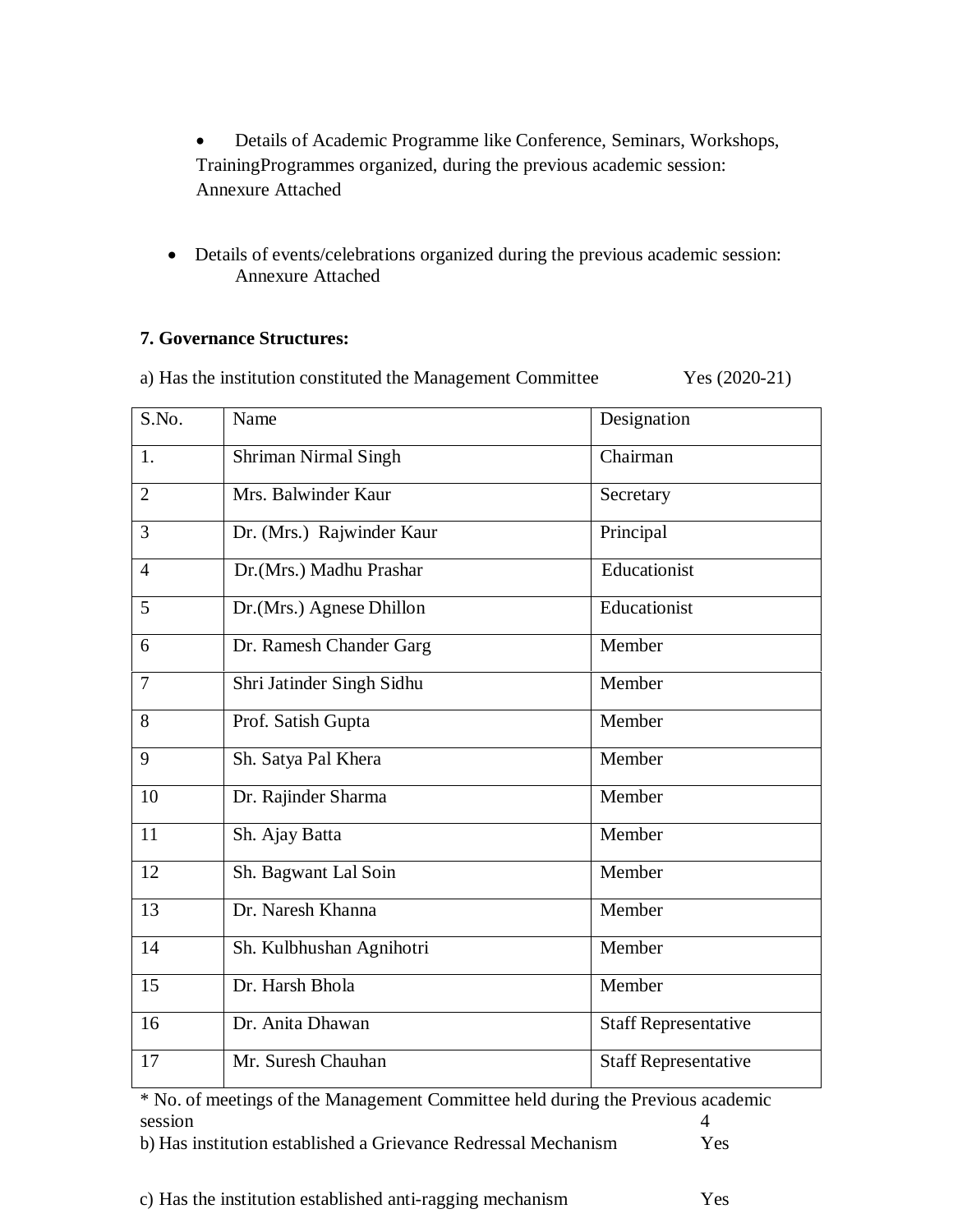- Details of Academic Programme like Conference, Seminars, Workshops, TrainingProgrammes organized, during the previous academic session: Annexure Attached

- Details of events/celebrations organized during the previous academic session: Annexure Attached

**7. Governance Structures:**

a) Has the institution constituted the Management Committee Yes (2020-21)

| S.No. | Name | Designation |
|---|---|---|
| 1. | Shriman Nirmal Singh | Chairman |
| 2 | Mrs. Balwinder Kaur | Secretary |
| 3 | Dr. (Mrs.) Rajwinder Kaur | Principal |
| 4 | Dr.(Mrs.) Madhu Prashar | Educationist |
| 5 | Dr.(Mrs.) Agnese Dhillon | Educationist |
| 6 | Dr. Ramesh Chander Garg | Member |
| 7 | Shri Jatinder Singh Sidhu | Member |
| 8 | Prof. Satish Gupta | Member |
| 9 | Sh. Satya Pal Khera | Member |
| 10 | Dr. Rajinder Sharma | Member |
| 11 | Sh. Ajay Batta | Member |
| 12 | Sh. Bagwant Lal Soin | Member |
| 13 | Dr. Naresh Khanna | Member |
| 14 | Sh. Kulbhushan Agnihotri | Member |
| 15 | Dr. Harsh Bhola | Member |
| 16 | Dr. Anita Dhawan | Staff Representative |
| 17 | Mr. Suresh Chauhan | Staff Representative |

* No. of meetings of the Management Committee held during the Previous academic session 4

b) Has institution established a Grievance Redressal Mechanism Yes

c) Has the institution established anti-ragging mechanism Yes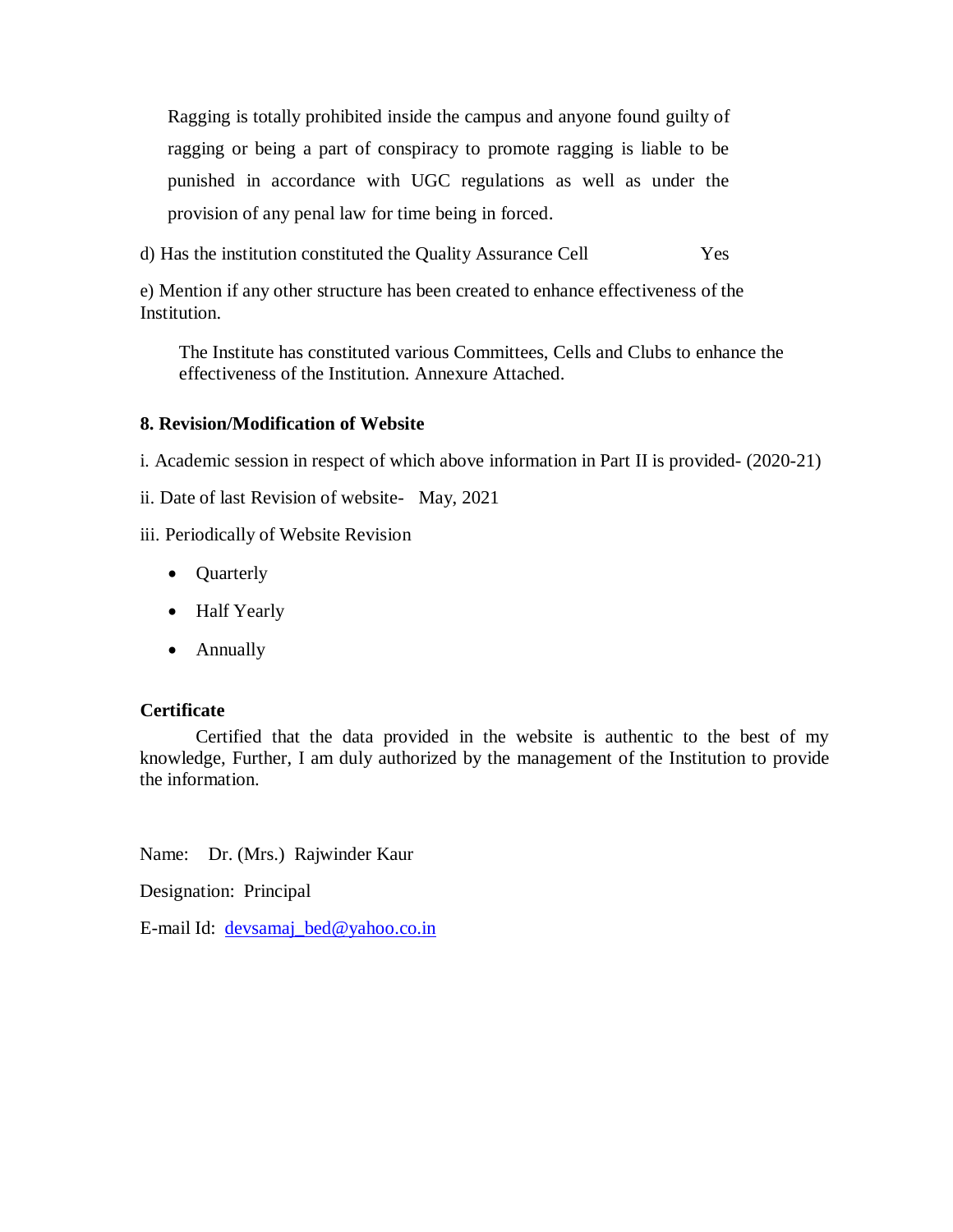Ragging is totally prohibited inside the campus and anyone found guilty of ragging or being a part of conspiracy to promote ragging is liable to be punished in accordance with UGC regulations as well as under the provision of any penal law for time being in forced.

d) Has the institution constituted the Quality Assurance Cell Yes

e) Mention if any other structure has been created to enhance effectiveness of the Institution.

The Institute has constituted various Committees, Cells and Clubs to enhance the effectiveness of the Institution. Annexure Attached.

**8. Revision/Modification of Website**

i. Academic session in respect of which above information in Part II is provided- (2020-21)

ii. Date of last Revision of website- May, 2021

iii. Periodically of Website Revision

- Quarterly
- Half Yearly
- Annually

**Certificate**

Certified that the data provided in the website is authentic to the best of my knowledge, Further, I am duly authorized by the management of the Institution to provide the information.

Name: Dr. (Mrs.) Rajwinder Kaur

Designation: Principal

E-mail Id: devsamaj_bed@yahoo.co.in